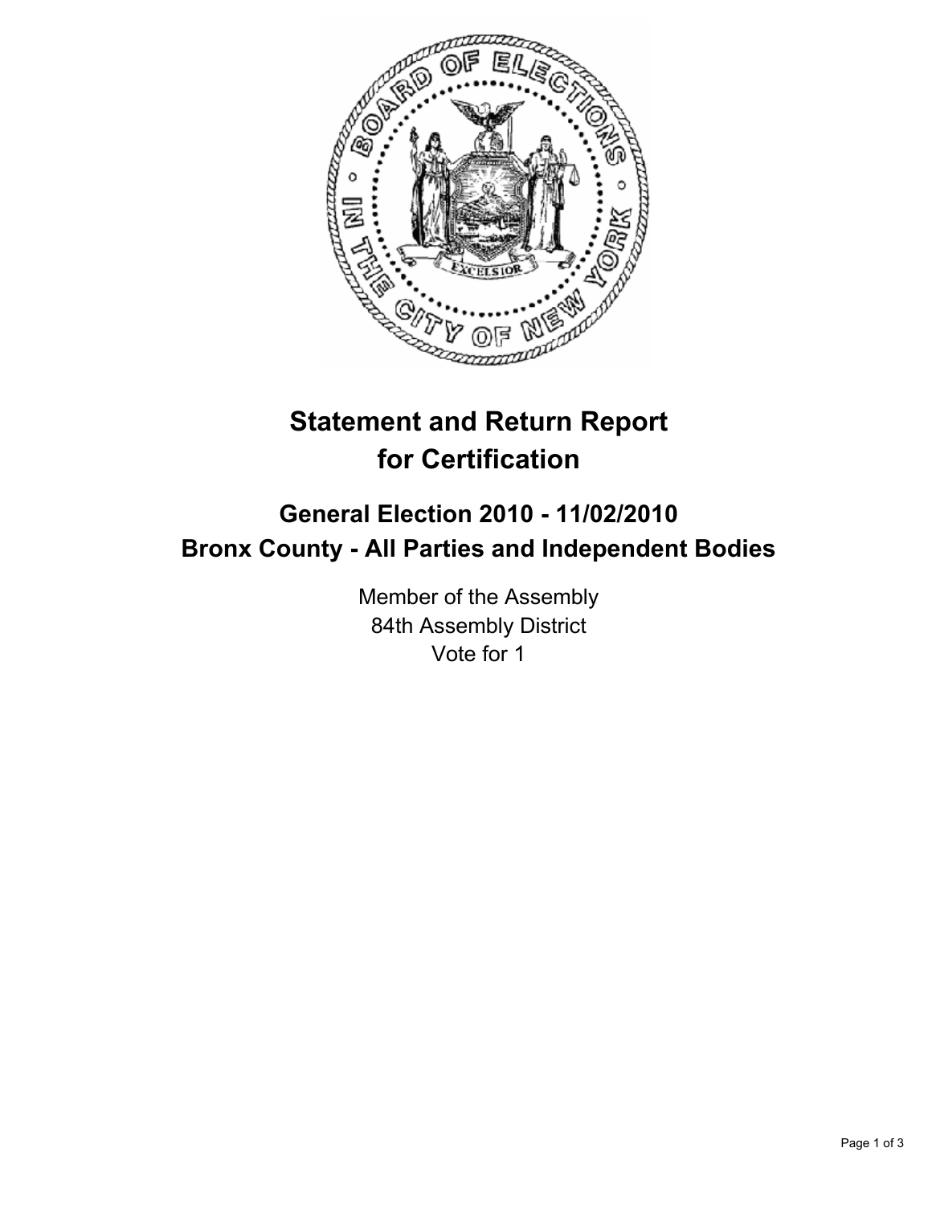# Statement and Return Report for Certification

## General Election 2010 - 11/02/2010
## Bronx County - All Parties and Independent Bodies

Member of the Assembly
84th Assembly District
Vote for 1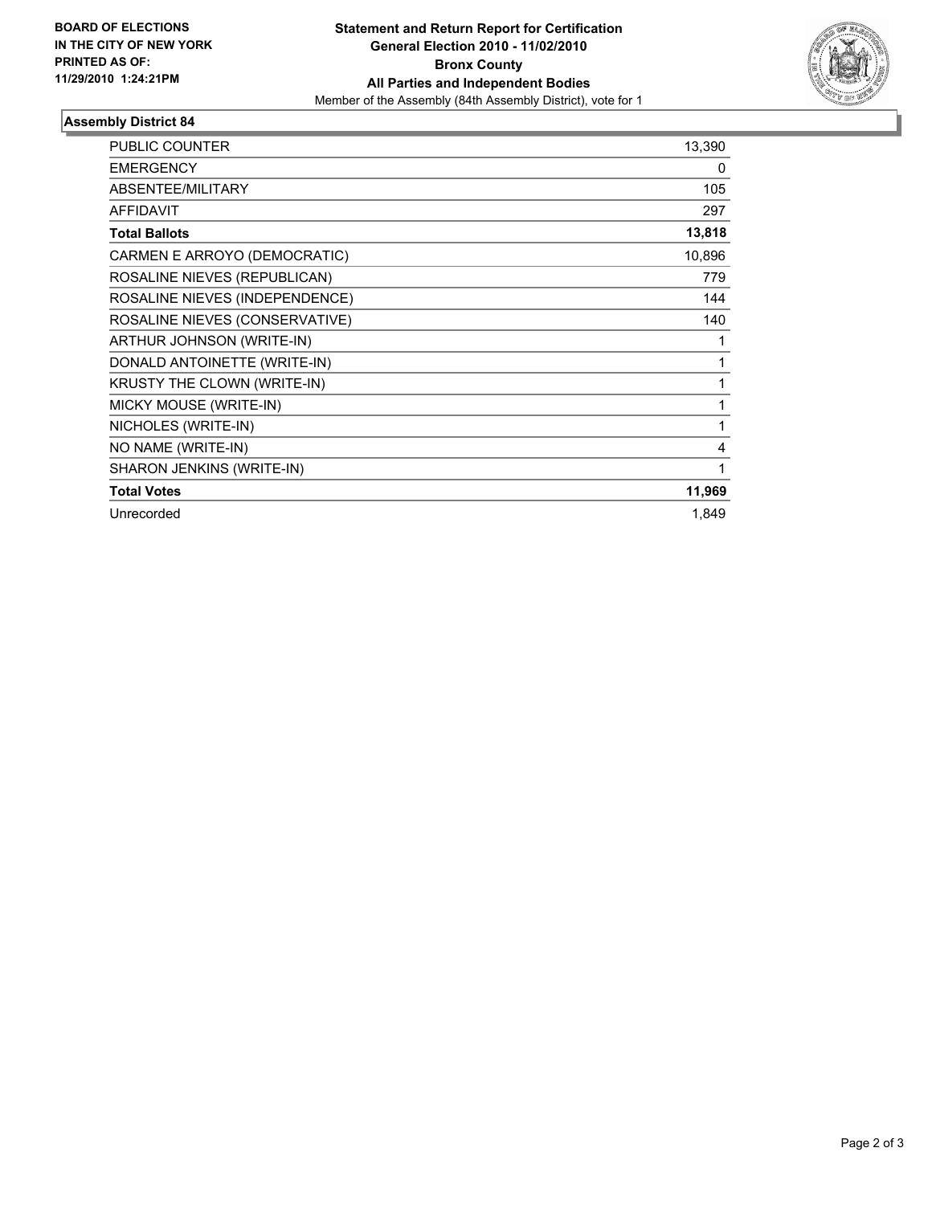**BOARD OF ELECTIONS IN THE CITY OF NEW YORK PRINTED AS OF: 11/29/2010 1:24:21PM**

**Statement and Return Report for Certification**
**General Election 2010 - 11/02/2010**
**Bronx County**
**All Parties and Independent Bodies**
Member of the Assembly (84th Assembly District), vote for 1

## Assembly District 84

| | |
|---|---|
| PUBLIC COUNTER | 13,390 |
| EMERGENCY | 0 |
| ABSENTEE/MILITARY | 105 |
| AFFIDAVIT | 297 |
| **Total Ballots** | **13,818** |
| CARMEN E ARROYO (DEMOCRATIC) | 10,896 |
| ROSALINE NIEVES (REPUBLICAN) | 779 |
| ROSALINE NIEVES (INDEPENDENCE) | 144 |
| ROSALINE NIEVES (CONSERVATIVE) | 140 |
| ARTHUR JOHNSON (WRITE-IN) | 1 |
| DONALD ANTOINETTE (WRITE-IN) | 1 |
| KRUSTY THE CLOWN (WRITE-IN) | 1 |
| MICKY MOUSE (WRITE-IN) | 1 |
| NICHOLES (WRITE-IN) | 1 |
| NO NAME (WRITE-IN) | 4 |
| SHARON JENKINS (WRITE-IN) | 1 |
| **Total Votes** | **11,969** |
| Unrecorded | 1,849 |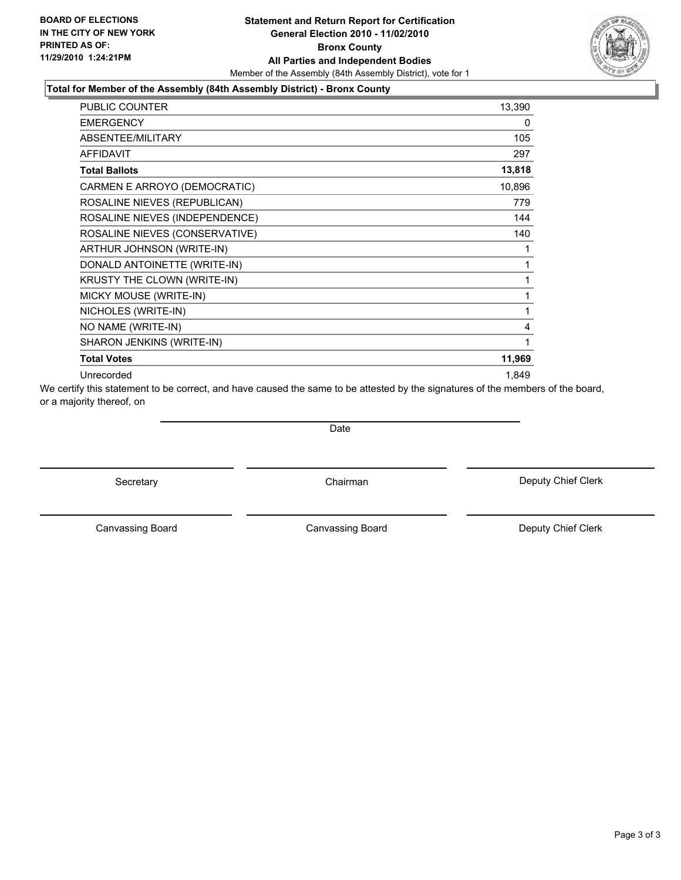**BOARD OF ELECTIONS IN THE CITY OF NEW YORK PRINTED AS OF: 11/29/2010 1:24:21PM**

**Statement and Return Report for Certification**
**General Election 2010 - 11/02/2010**
**Bronx County**
**All Parties and Independent Bodies**
Member of the Assembly (84th Assembly District), vote for 1

**Total for Member of the Assembly (84th Assembly District) - Bronx County**

| | |
|---|---|
| PUBLIC COUNTER | 13,390 |
| EMERGENCY | 0 |
| ABSENTEE/MILITARY | 105 |
| AFFIDAVIT | 297 |
| **Total Ballots** | **13,818** |
| CARMEN E ARROYO (DEMOCRATIC) | 10,896 |
| ROSALINE NIEVES (REPUBLICAN) | 779 |
| ROSALINE NIEVES (INDEPENDENCE) | 144 |
| ROSALINE NIEVES (CONSERVATIVE) | 140 |
| ARTHUR JOHNSON (WRITE-IN) | 1 |
| DONALD ANTOINETTE (WRITE-IN) | 1 |
| KRUSTY THE CLOWN (WRITE-IN) | 1 |
| MICKY MOUSE (WRITE-IN) | 1 |
| NICHOLES (WRITE-IN) | 1 |
| NO NAME (WRITE-IN) | 4 |
| SHARON JENKINS (WRITE-IN) | 1 |
| **Total Votes** | **11,969** |
| Unrecorded | 1,849 |

We certify this statement to be correct, and have caused the same to be attested by the signatures of the members of the board, or a majority thereof, on

Date

Secretary | Chairman | Deputy Chief Clerk

Canvassing Board | Canvassing Board | Deputy Chief Clerk